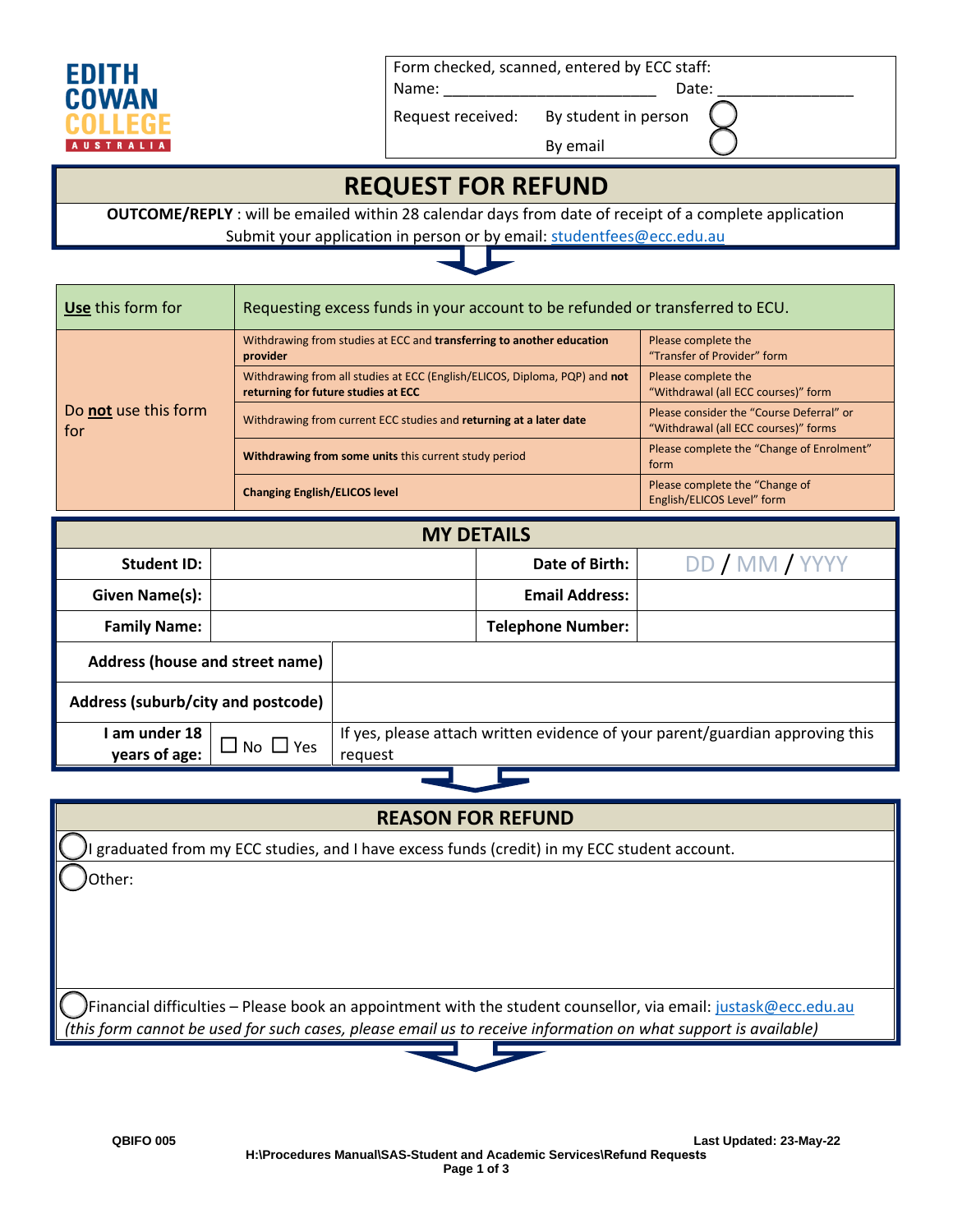EDITH COWAN COLLEGE AUSTRALIA

| Form checked, scanned, entered by ECC staff: | |
|---|---|
| Name: ___________________________ | Date: ________________ |
| Request received: By student in person ◯ | |
| By email ◯ | |

# REQUEST FOR REFUND

**OUTCOME/REPLY** : will be emailed within 28 calendar days from date of receipt of a complete application

Submit your application in person or by email: studentfees@ecc.edu.au

| **Use** this form for | Requesting excess funds in your account to be refunded or transferred to ECU. | |
|---|---|---|
| Do **not** use this form for | Withdrawing from studies at ECC and **transferring to another education provider** | Please complete the "Transfer of Provider" form |
| | Withdrawing from all studies at ECC (English/ELICOS, Diploma, PQP) and **not returning for future studies at ECC** | Please complete the "Withdrawal (all ECC courses)" form |
| | Withdrawing from current ECC studies and **returning at a later date** | Please consider the "Course Deferral" or "Withdrawal (all ECC courses)" forms |
| | **Withdrawing from some units** this current study period | Please complete the "Change of Enrolment" form |
| | **Changing English/ELICOS level** | Please complete the "Change of English/ELICOS Level" form |

## MY DETAILS

| | | | |
|---|---|---|---|
| **Student ID:** | | **Date of Birth:** | DD / MM / YYYY |
| **Given Name(s):** | | **Email Address:** | |
| **Family Name:** | | **Telephone Number:** | |
| **Address (house and street name)** | | | |
| **Address (suburb/city and postcode)** | | | |
| **I am under 18 years of age:** | ☐ No ☐ Yes | If yes, please attach written evidence of your parent/guardian approving this request | |

## REASON FOR REFUND

◯ I graduated from my ECC studies, and I have excess funds (credit) in my ECC student account.

◯ Other:

◯ Financial difficulties – Please book an appointment with the student counsellor, via email: justask@ecc.edu.au
*(this form cannot be used for such cases, please email us to receive information on what support is available)*

QBIFO 005 Last Updated: 23-May-22
H:\Procedures Manual\SAS-Student and Academic Services\Refund Requests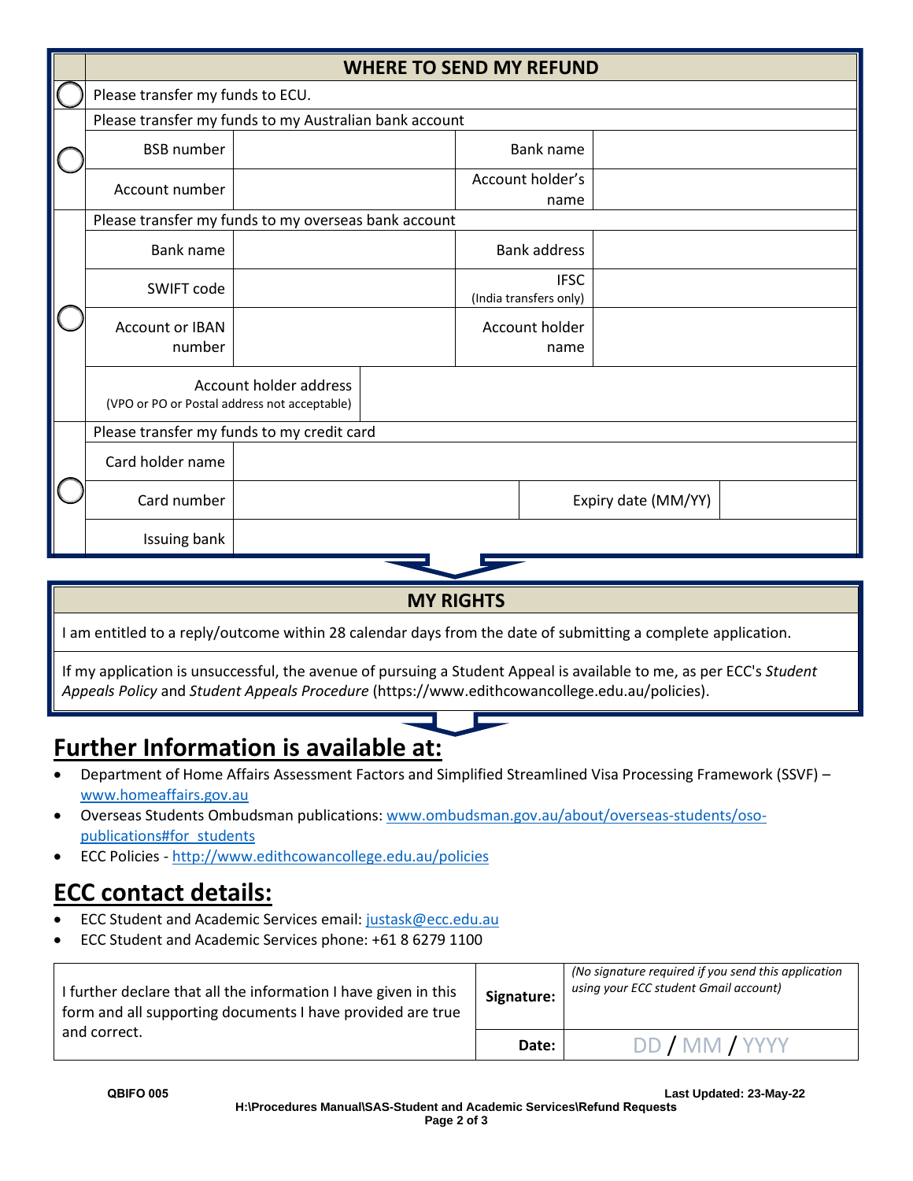## WHERE TO SEND MY REFUND

| | WHERE TO SEND MY REFUND | | | |
|---|---|---|---|---|
| ◯ | Please transfer my funds to ECU. | | | |
| | Please transfer my funds to my Australian bank account | | | |
| ◯ | BSB number | | Bank name | |
| | Account number | | Account holder's name | |
| | Please transfer my funds to my overseas bank account | | | |
| | Bank name | | Bank address | |
| ◯ | SWIFT code | | IFSC (India transfers only) | |
| | Account or IBAN number | | Account holder name | |
| | Account holder address (VPO or PO or Postal address not acceptable) | | | |
| | Please transfer my funds to my credit card | | | |
| | Card holder name | | | |
| ◯ | Card number | | Expiry date (MM/YY) | |
| | Issuing bank | | | |

## MY RIGHTS

I am entitled to a reply/outcome within 28 calendar days from the date of submitting a complete application.

If my application is unsuccessful, the avenue of pursuing a Student Appeal is available to me, as per ECC's *Student Appeals Policy* and *Student Appeals Procedure* (https://www.edithcowancollege.edu.au/policies).

# Further Information is available at:

- Department of Home Affairs Assessment Factors and Simplified Streamlined Visa Processing Framework (SSVF) – www.homeaffairs.gov.au
- Overseas Students Ombudsman publications: www.ombudsman.gov.au/about/overseas-students/oso-publications#for_students
- ECC Policies - http://www.edithcowancollege.edu.au/policies

# ECC contact details:

- ECC Student and Academic Services email: justask@ecc.edu.au
- ECC Student and Academic Services phone: +61 8 6279 1100

| I further declare that all the information I have given in this form and all supporting documents I have provided are true and correct. | Signature: | *(No signature required if you send this application using your ECC student Gmail account)* |
|---|---|---|
| | **Date:** | DD / MM / YYYY |

QBIFO 005 | Last Updated: 23-May-22

H:\Procedures Manual\SAS-Student and Academic Services\Refund Requests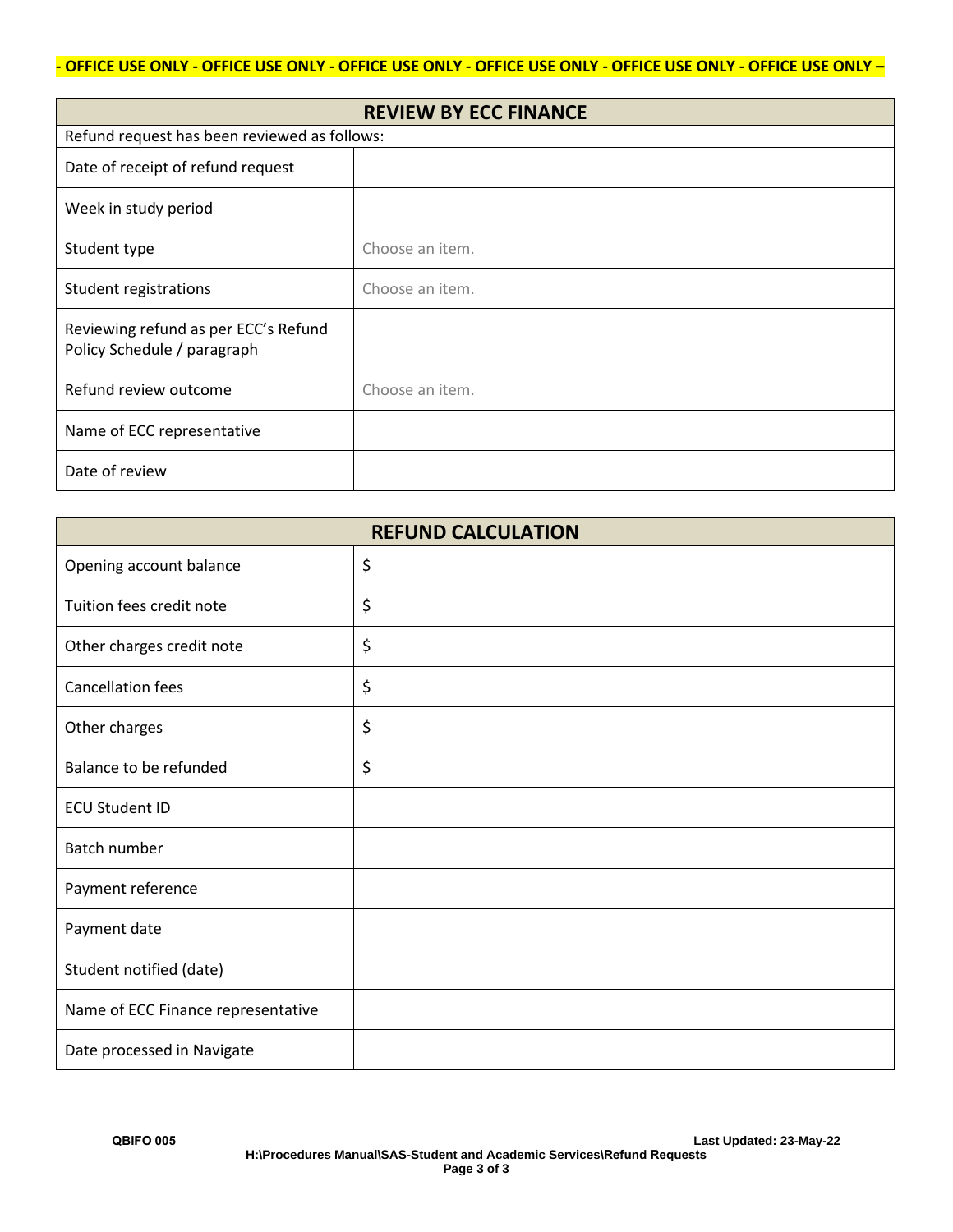**- OFFICE USE ONLY - OFFICE USE ONLY - OFFICE USE ONLY - OFFICE USE ONLY - OFFICE USE ONLY - OFFICE USE ONLY –**

| REVIEW BY ECC FINANCE | |
|---|---|
| Refund request has been reviewed as follows: | |
| Date of receipt of refund request | |
| Week in study period | |
| Student type | Choose an item. |
| Student registrations | Choose an item. |
| Reviewing refund as per ECC's Refund Policy Schedule / paragraph | |
| Refund review outcome | Choose an item. |
| Name of ECC representative | |
| Date of review | |

| REFUND CALCULATION | |
|---|---|
| Opening account balance | $ |
| Tuition fees credit note | $ |
| Other charges credit note | $ |
| Cancellation fees | $ |
| Other charges | $ |
| Balance to be refunded | $ |
| ECU Student ID | |
| Batch number | |
| Payment reference | |
| Payment date | |
| Student notified (date) | |
| Name of ECC Finance representative | |
| Date processed in Navigate | |